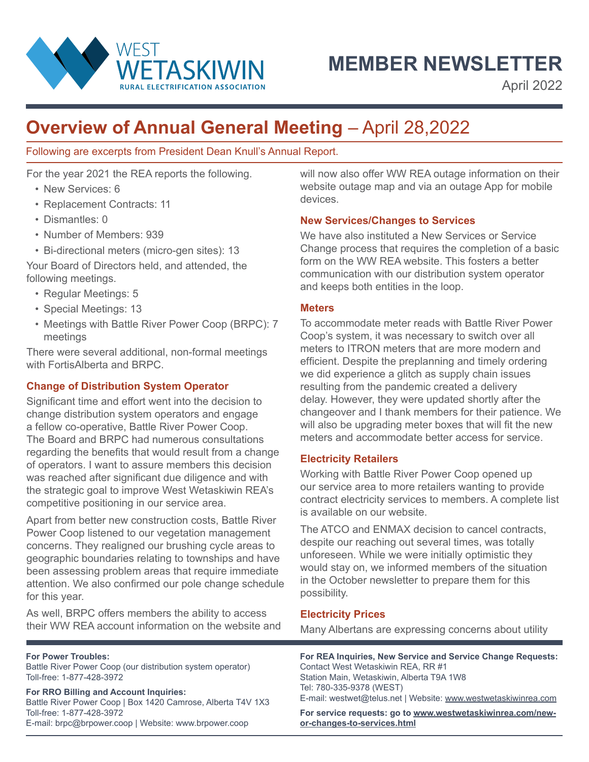WEST WETASKIWIN
RURAL ELECTRIFICATION ASSOCIATION

# MEMBER NEWSLETTER

April 2022

## Overview of Annual General Meeting – April 28,2022

Following are excerpts from President Dean Knull's Annual Report.

For the year 2021 the REA reports the following.

- New Services: 6
- Replacement Contracts: 11
- Dismantles: 0
- Number of Members: 939
- Bi-directional meters (micro-gen sites): 13

Your Board of Directors held, and attended, the following meetings.

- Regular Meetings: 5
- Special Meetings: 13
- Meetings with Battle River Power Coop (BRPC): 7 meetings

There were several additional, non-formal meetings with FortisAlberta and BRPC.

### Change of Distribution System Operator

Significant time and effort went into the decision to change distribution system operators and engage a fellow co-operative, Battle River Power Coop. The Board and BRPC had numerous consultations regarding the benefits that would result from a change of operators. I want to assure members this decision was reached after significant due diligence and with the strategic goal to improve West Wetaskiwin REA's competitive positioning in our service area.

Apart from better new construction costs, Battle River Power Coop listened to our vegetation management concerns. They realigned our brushing cycle areas to geographic boundaries relating to townships and have been assessing problem areas that require immediate attention. We also confirmed our pole change schedule for this year.

As well, BRPC offers members the ability to access their WW REA account information on the website and will now also offer WW REA outage information on their website outage map and via an outage App for mobile devices.

### New Services/Changes to Services

We have also instituted a New Services or Service Change process that requires the completion of a basic form on the WW REA website. This fosters a better communication with our distribution system operator and keeps both entities in the loop.

### Meters

To accommodate meter reads with Battle River Power Coop's system, it was necessary to switch over all meters to ITRON meters that are more modern and efficient. Despite the preplanning and timely ordering we did experience a glitch as supply chain issues resulting from the pandemic created a delivery delay. However, they were updated shortly after the changeover and I thank members for their patience. We will also be upgrading meter boxes that will fit the new meters and accommodate better access for service.

### Electricity Retailers

Working with Battle River Power Coop opened up our service area to more retailers wanting to provide contract electricity services to members. A complete list is available on our website.

The ATCO and ENMAX decision to cancel contracts, despite our reaching out several times, was totally unforeseen. While we were initially optimistic they would stay on, we informed members of the situation in the October newsletter to prepare them for this possibility.

### Electricity Prices

Many Albertans are expressing concerns about utility

---

**For Power Troubles:**
Battle River Power Coop (our distribution system operator)
Toll-free: 1-877-428-3972

**For RRO Billing and Account Inquiries:**
Battle River Power Coop | Box 1420 Camrose, Alberta T4V 1X3
Toll-free: 1-877-428-3972
E-mail: brpc@brpower.coop | Website: www.brpower.coop

**For REA Inquiries, New Service and Service Change Requests:**
Contact West Wetaskiwin REA, RR #1
Station Main, Wetaskiwin, Alberta T9A 1W8
Tel: 780-335-9378 (WEST)
E-mail: westwet@telus.net | Website: www.westwetaskiwinrea.com

**For service requests: go to www.westwetaskiwinrea.com/new-or-changes-to-services.html**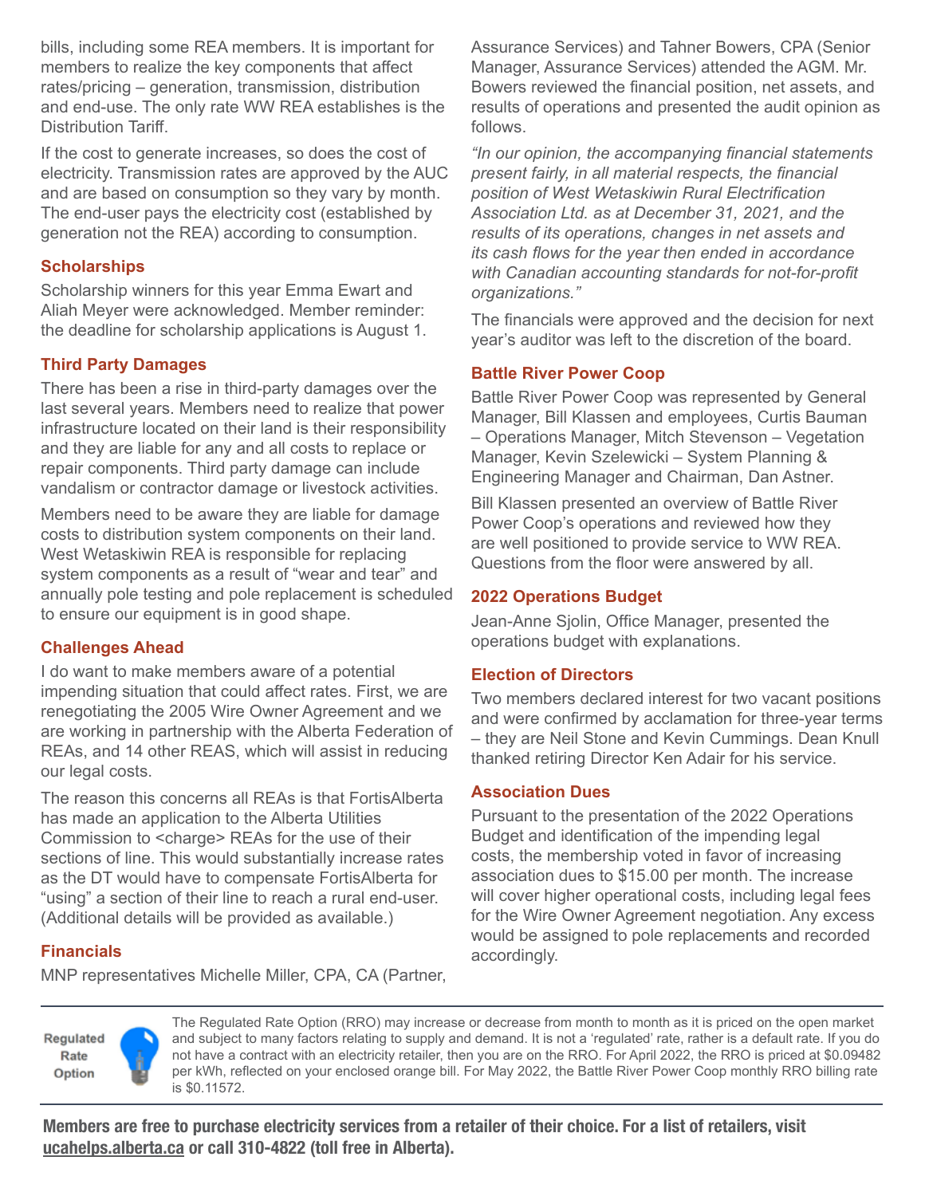bills, including some REA members. It is important for members to realize the key components that affect rates/pricing – generation, transmission, distribution and end-use. The only rate WW REA establishes is the Distribution Tariff.

If the cost to generate increases, so does the cost of electricity. Transmission rates are approved by the AUC and are based on consumption so they vary by month. The end-user pays the electricity cost (established by generation not the REA) according to consumption.

### Scholarships

Scholarship winners for this year Emma Ewart and Aliah Meyer were acknowledged. Member reminder: the deadline for scholarship applications is August 1.

### Third Party Damages

There has been a rise in third-party damages over the last several years. Members need to realize that power infrastructure located on their land is their responsibility and they are liable for any and all costs to replace or repair components. Third party damage can include vandalism or contractor damage or livestock activities.

Members need to be aware they are liable for damage costs to distribution system components on their land. West Wetaskiwin REA is responsible for replacing system components as a result of "wear and tear" and annually pole testing and pole replacement is scheduled to ensure our equipment is in good shape.

### Challenges Ahead

I do want to make members aware of a potential impending situation that could affect rates. First, we are renegotiating the 2005 Wire Owner Agreement and we are working in partnership with the Alberta Federation of REAs, and 14 other REAS, which will assist in reducing our legal costs.

The reason this concerns all REAs is that FortisAlberta has made an application to the Alberta Utilities Commission to <charge> REAs for the use of their sections of line. This would substantially increase rates as the DT would have to compensate FortisAlberta for "using" a section of their line to reach a rural end-user. (Additional details will be provided as available.)

### Financials

MNP representatives Michelle Miller, CPA, CA (Partner, Assurance Services) and Tahner Bowers, CPA (Senior Manager, Assurance Services) attended the AGM. Mr. Bowers reviewed the financial position, net assets, and results of operations and presented the audit opinion as follows.

*"In our opinion, the accompanying financial statements present fairly, in all material respects, the financial position of West Wetaskiwin Rural Electrification Association Ltd. as at December 31, 2021, and the results of its operations, changes in net assets and its cash flows for the year then ended in accordance with Canadian accounting standards for not-for-profit organizations."*

The financials were approved and the decision for next year's auditor was left to the discretion of the board.

### Battle River Power Coop

Battle River Power Coop was represented by General Manager, Bill Klassen and employees, Curtis Bauman – Operations Manager, Mitch Stevenson – Vegetation Manager, Kevin Szelewicki – System Planning & Engineering Manager and Chairman, Dan Astner.

Bill Klassen presented an overview of Battle River Power Coop's operations and reviewed how they are well positioned to provide service to WW REA. Questions from the floor were answered by all.

### 2022 Operations Budget

Jean-Anne Sjolin, Office Manager, presented the operations budget with explanations.

### Election of Directors

Two members declared interest for two vacant positions and were confirmed by acclamation for three-year terms – they are Neil Stone and Kevin Cummings. Dean Knull thanked retiring Director Ken Adair for his service.

### Association Dues

Pursuant to the presentation of the 2022 Operations Budget and identification of the impending legal costs, the membership voted in favor of increasing association dues to $15.00 per month. The increase will cover higher operational costs, including legal fees for the Wire Owner Agreement negotiation. Any excess would be assigned to pole replacements and recorded accordingly.

---

Regulated Rate Option

The Regulated Rate Option (RRO) may increase or decrease from month to month as it is priced on the open market and subject to many factors relating to supply and demand. It is not a 'regulated' rate, rather is a default rate. If you do not have a contract with an electricity retailer, then you are on the RRO. For April 2022, the RRO is priced at $0.09482 per kWh, reflected on your enclosed orange bill. For May 2022, the Battle River Power Coop monthly RRO billing rate is $0.11572.

---

**Members are free to purchase electricity services from a retailer of their choice. For a list of retailers, visit ucahelps.alberta.ca or call 310-4822 (toll free in Alberta).**